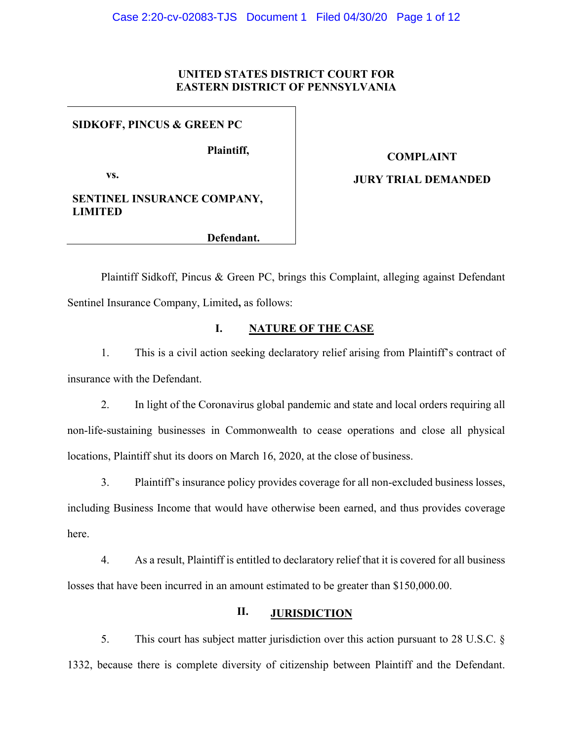**UNITED STATES DISTRICT COURT FOR**
**EASTERN DISTRICT OF PENNSYLVANIA**

| | |
|---|---|
| **SIDKOFF, PINCUS & GREEN PC** **Plaintiff,** vs. **SENTINEL INSURANCE COMPANY, LIMITED** **Defendant.** | **COMPLAINT** **JURY TRIAL DEMANDED** |

Plaintiff Sidkoff, Pincus & Green PC, brings this Complaint, alleging against Defendant Sentinel Insurance Company, Limited**,** as follows:

## I. NATURE OF THE CASE

1. This is a civil action seeking declaratory relief arising from Plaintiff's contract of insurance with the Defendant.

2. In light of the Coronavirus global pandemic and state and local orders requiring all non-life-sustaining businesses in Commonwealth to cease operations and close all physical locations, Plaintiff shut its doors on March 16, 2020, at the close of business.

3. Plaintiff's insurance policy provides coverage for all non-excluded business losses, including Business Income that would have otherwise been earned, and thus provides coverage here.

4. As a result, Plaintiff is entitled to declaratory relief that it is covered for all business losses that have been incurred in an amount estimated to be greater than $150,000.00.

## II. JURISDICTION

5. This court has subject matter jurisdiction over this action pursuant to 28 U.S.C. § 1332, because there is complete diversity of citizenship between Plaintiff and the Defendant.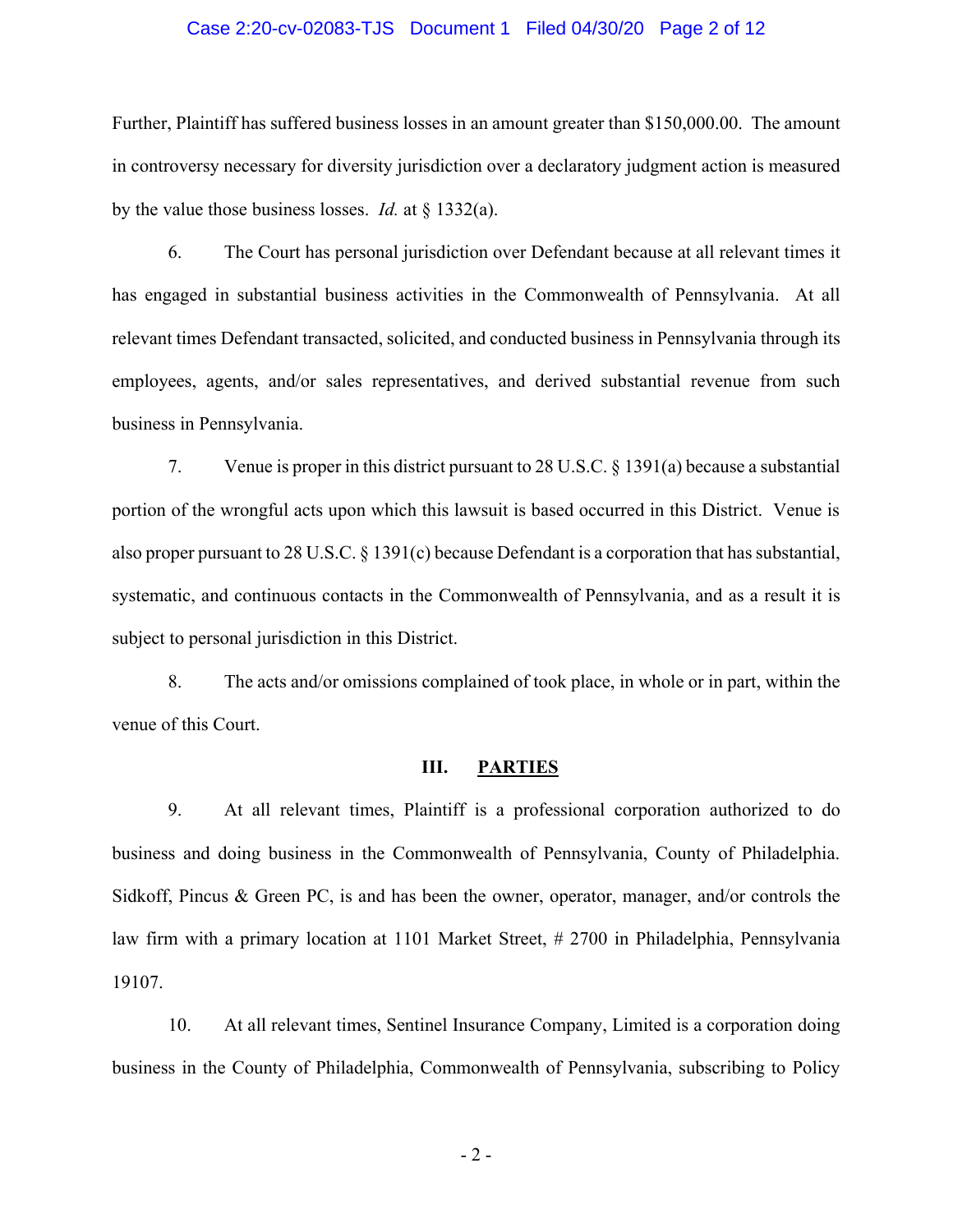Further, Plaintiff has suffered business losses in an amount greater than $150,000.00. The amount in controversy necessary for diversity jurisdiction over a declaratory judgment action is measured by the value those business losses. *Id.* at § 1332(a).

6. The Court has personal jurisdiction over Defendant because at all relevant times it has engaged in substantial business activities in the Commonwealth of Pennsylvania. At all relevant times Defendant transacted, solicited, and conducted business in Pennsylvania through its employees, agents, and/or sales representatives, and derived substantial revenue from such business in Pennsylvania.

7. Venue is proper in this district pursuant to 28 U.S.C. § 1391(a) because a substantial portion of the wrongful acts upon which this lawsuit is based occurred in this District. Venue is also proper pursuant to 28 U.S.C. § 1391(c) because Defendant is a corporation that has substantial, systematic, and continuous contacts in the Commonwealth of Pennsylvania, and as a result it is subject to personal jurisdiction in this District.

8. The acts and/or omissions complained of took place, in whole or in part, within the venue of this Court.

## III. PARTIES

9. At all relevant times, Plaintiff is a professional corporation authorized to do business and doing business in the Commonwealth of Pennsylvania, County of Philadelphia. Sidkoff, Pincus & Green PC, is and has been the owner, operator, manager, and/or controls the law firm with a primary location at 1101 Market Street, # 2700 in Philadelphia, Pennsylvania 19107.

10. At all relevant times, Sentinel Insurance Company, Limited is a corporation doing business in the County of Philadelphia, Commonwealth of Pennsylvania, subscribing to Policy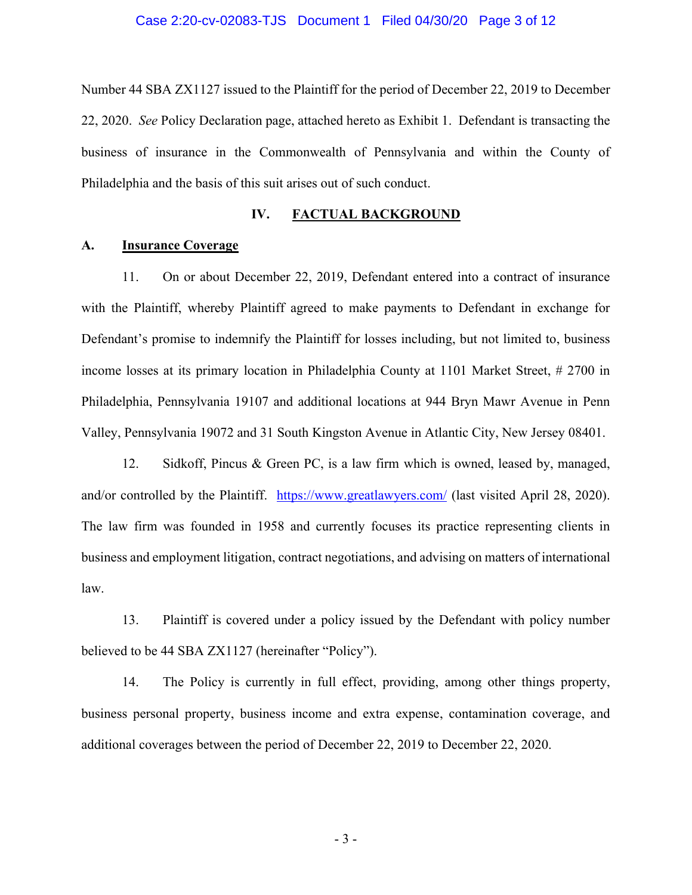Number 44 SBA ZX1127 issued to the Plaintiff for the period of December 22, 2019 to December 22, 2020. *See* Policy Declaration page, attached hereto as Exhibit 1. Defendant is transacting the business of insurance in the Commonwealth of Pennsylvania and within the County of Philadelphia and the basis of this suit arises out of such conduct.

## IV. FACTUAL BACKGROUND

### A. Insurance Coverage

11. On or about December 22, 2019, Defendant entered into a contract of insurance with the Plaintiff, whereby Plaintiff agreed to make payments to Defendant in exchange for Defendant's promise to indemnify the Plaintiff for losses including, but not limited to, business income losses at its primary location in Philadelphia County at 1101 Market Street, # 2700 in Philadelphia, Pennsylvania 19107 and additional locations at 944 Bryn Mawr Avenue in Penn Valley, Pennsylvania 19072 and 31 South Kingston Avenue in Atlantic City, New Jersey 08401.

12. Sidkoff, Pincus & Green PC, is a law firm which is owned, leased by, managed, and/or controlled by the Plaintiff. https://www.greatlawyers.com/ (last visited April 28, 2020). The law firm was founded in 1958 and currently focuses its practice representing clients in business and employment litigation, contract negotiations, and advising on matters of international law.

13. Plaintiff is covered under a policy issued by the Defendant with policy number believed to be 44 SBA ZX1127 (hereinafter "Policy").

14. The Policy is currently in full effect, providing, among other things property, business personal property, business income and extra expense, contamination coverage, and additional coverages between the period of December 22, 2019 to December 22, 2020.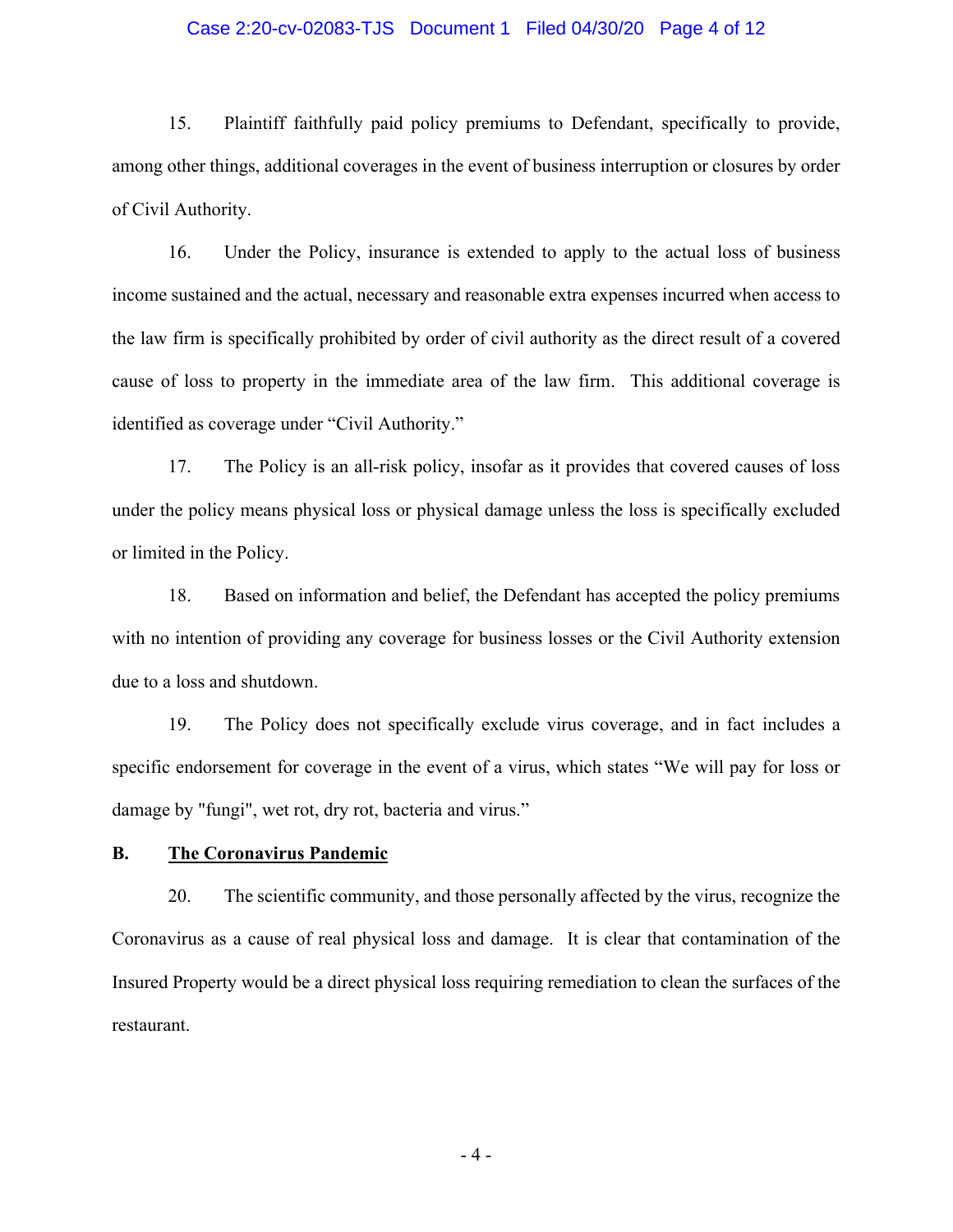15. Plaintiff faithfully paid policy premiums to Defendant, specifically to provide, among other things, additional coverages in the event of business interruption or closures by order of Civil Authority.

16. Under the Policy, insurance is extended to apply to the actual loss of business income sustained and the actual, necessary and reasonable extra expenses incurred when access to the law firm is specifically prohibited by order of civil authority as the direct result of a covered cause of loss to property in the immediate area of the law firm. This additional coverage is identified as coverage under "Civil Authority."

17. The Policy is an all-risk policy, insofar as it provides that covered causes of loss under the policy means physical loss or physical damage unless the loss is specifically excluded or limited in the Policy.

18. Based on information and belief, the Defendant has accepted the policy premiums with no intention of providing any coverage for business losses or the Civil Authority extension due to a loss and shutdown.

19. The Policy does not specifically exclude virus coverage, and in fact includes a specific endorsement for coverage in the event of a virus, which states "We will pay for loss or damage by "fungi", wet rot, dry rot, bacteria and virus."

**B. <u>The Coronavirus Pandemic</u>**

20. The scientific community, and those personally affected by the virus, recognize the Coronavirus as a cause of real physical loss and damage. It is clear that contamination of the Insured Property would be a direct physical loss requiring remediation to clean the surfaces of the restaurant.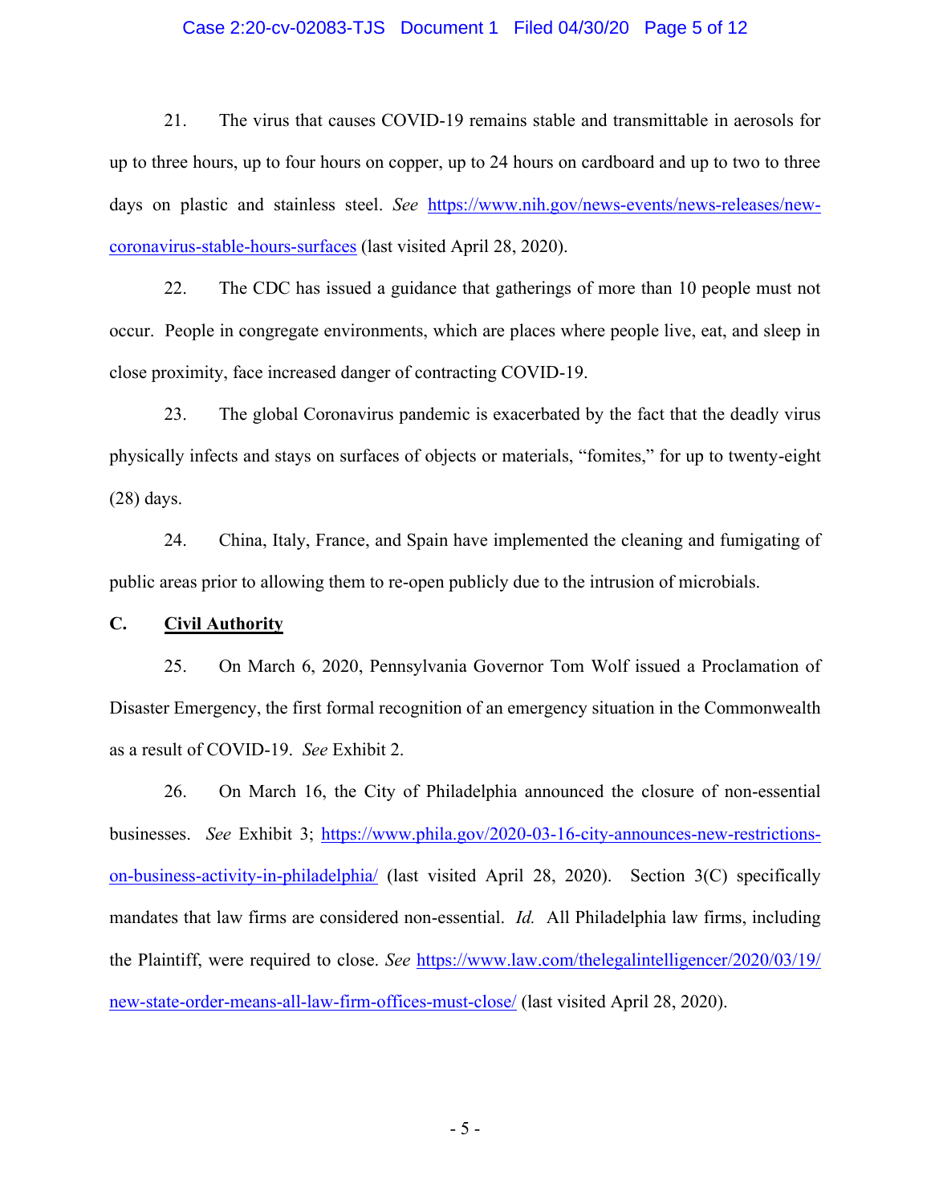21. The virus that causes COVID-19 remains stable and transmittable in aerosols for up to three hours, up to four hours on copper, up to 24 hours on cardboard and up to two to three days on plastic and stainless steel. *See* https://www.nih.gov/news-events/news-releases/new-coronavirus-stable-hours-surfaces (last visited April 28, 2020).

22. The CDC has issued a guidance that gatherings of more than 10 people must not occur. People in congregate environments, which are places where people live, eat, and sleep in close proximity, face increased danger of contracting COVID-19.

23. The global Coronavirus pandemic is exacerbated by the fact that the deadly virus physically infects and stays on surfaces of objects or materials, "fomites," for up to twenty-eight (28) days.

24. China, Italy, France, and Spain have implemented the cleaning and fumigating of public areas prior to allowing them to re-open publicly due to the intrusion of microbials.

## C. Civil Authority

25. On March 6, 2020, Pennsylvania Governor Tom Wolf issued a Proclamation of Disaster Emergency, the first formal recognition of an emergency situation in the Commonwealth as a result of COVID-19. *See* Exhibit 2.

26. On March 16, the City of Philadelphia announced the closure of non-essential businesses. *See* Exhibit 3; https://www.phila.gov/2020-03-16-city-announces-new-restrictions-on-business-activity-in-philadelphia/ (last visited April 28, 2020). Section 3(C) specifically mandates that law firms are considered non-essential. *Id.* All Philadelphia law firms, including the Plaintiff, were required to close. *See* https://www.law.com/thelegalintelligencer/2020/03/19/new-state-order-means-all-law-firm-offices-must-close/ (last visited April 28, 2020).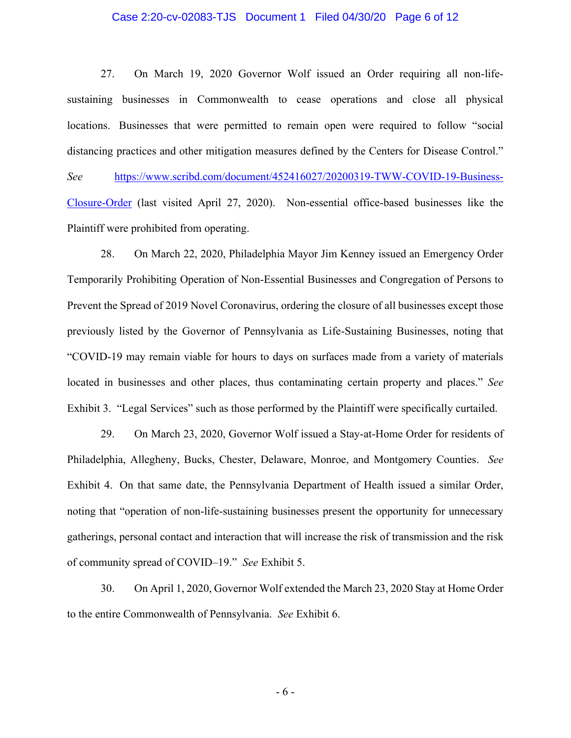27. On March 19, 2020 Governor Wolf issued an Order requiring all non-life-sustaining businesses in Commonwealth to cease operations and close all physical locations. Businesses that were permitted to remain open were required to follow "social distancing practices and other mitigation measures defined by the Centers for Disease Control." *See* [https://www.scribd.com/document/452416027/20200319-TWW-COVID-19-Business-Closure-Order](https://www.scribd.com/document/452416027/20200319-TWW-COVID-19-Business-Closure-Order) (last visited April 27, 2020). Non-essential office-based businesses like the Plaintiff were prohibited from operating.

28. On March 22, 2020, Philadelphia Mayor Jim Kenney issued an Emergency Order Temporarily Prohibiting Operation of Non-Essential Businesses and Congregation of Persons to Prevent the Spread of 2019 Novel Coronavirus, ordering the closure of all businesses except those previously listed by the Governor of Pennsylvania as Life-Sustaining Businesses, noting that "COVID-19 may remain viable for hours to days on surfaces made from a variety of materials located in businesses and other places, thus contaminating certain property and places." *See* Exhibit 3. "Legal Services" such as those performed by the Plaintiff were specifically curtailed.

29. On March 23, 2020, Governor Wolf issued a Stay-at-Home Order for residents of Philadelphia, Allegheny, Bucks, Chester, Delaware, Monroe, and Montgomery Counties. *See* Exhibit 4. On that same date, the Pennsylvania Department of Health issued a similar Order, noting that "operation of non-life-sustaining businesses present the opportunity for unnecessary gatherings, personal contact and interaction that will increase the risk of transmission and the risk of community spread of COVID–19." *See* Exhibit 5.

30. On April 1, 2020, Governor Wolf extended the March 23, 2020 Stay at Home Order to the entire Commonwealth of Pennsylvania. *See* Exhibit 6.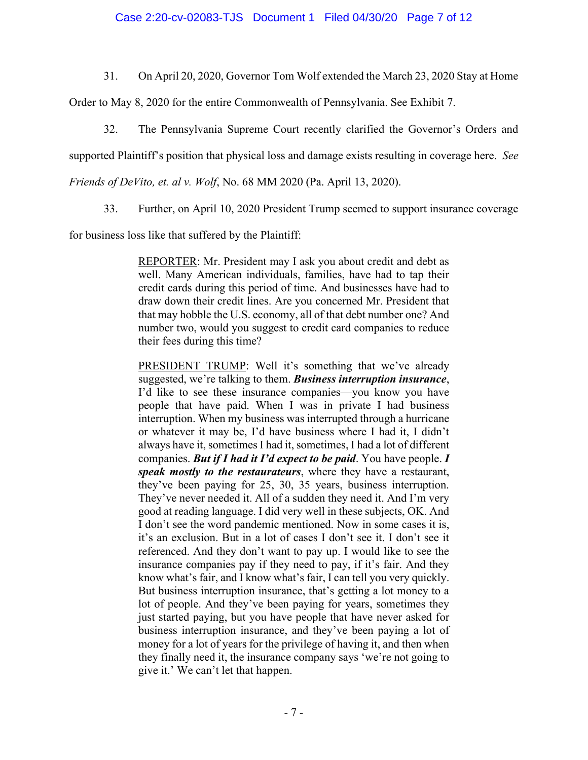31. On April 20, 2020, Governor Tom Wolf extended the March 23, 2020 Stay at Home Order to May 8, 2020 for the entire Commonwealth of Pennsylvania. See Exhibit 7.

32. The Pennsylvania Supreme Court recently clarified the Governor's Orders and supported Plaintiff's position that physical loss and damage exists resulting in coverage here. *See Friends of DeVito, et. al v. Wolf*, No. 68 MM 2020 (Pa. April 13, 2020).

33. Further, on April 10, 2020 President Trump seemed to support insurance coverage for business loss like that suffered by the Plaintiff:

> <u>REPORTER</u>: Mr. President may I ask you about credit and debt as well. Many American individuals, families, have had to tap their credit cards during this period of time. And businesses have had to draw down their credit lines. Are you concerned Mr. President that that may hobble the U.S. economy, all of that debt number one? And number two, would you suggest to credit card companies to reduce their fees during this time?
>
> <u>PRESIDENT TRUMP</u>: Well it's something that we've already suggested, we're talking to them. ***Business interruption insurance***, I'd like to see these insurance companies—you know you have people that have paid. When I was in private I had business interruption. When my business was interrupted through a hurricane or whatever it may be, I'd have business where I had it, I didn't always have it, sometimes I had it, sometimes, I had a lot of different companies. ***But if I had it I'd expect to be paid***. You have people. ***I speak mostly to the restaurateurs***, where they have a restaurant, they've been paying for 25, 30, 35 years, business interruption. They've never needed it. All of a sudden they need it. And I'm very good at reading language. I did very well in these subjects, OK. And I don't see the word pandemic mentioned. Now in some cases it is, it's an exclusion. But in a lot of cases I don't see it. I don't see it referenced. And they don't want to pay up. I would like to see the insurance companies pay if they need to pay, if it's fair. And they know what's fair, and I know what's fair, I can tell you very quickly. But business interruption insurance, that's getting a lot money to a lot of people. And they've been paying for years, sometimes they just started paying, but you have people that have never asked for business interruption insurance, and they've been paying a lot of money for a lot of years for the privilege of having it, and then when they finally need it, the insurance company says 'we're not going to give it.' We can't let that happen.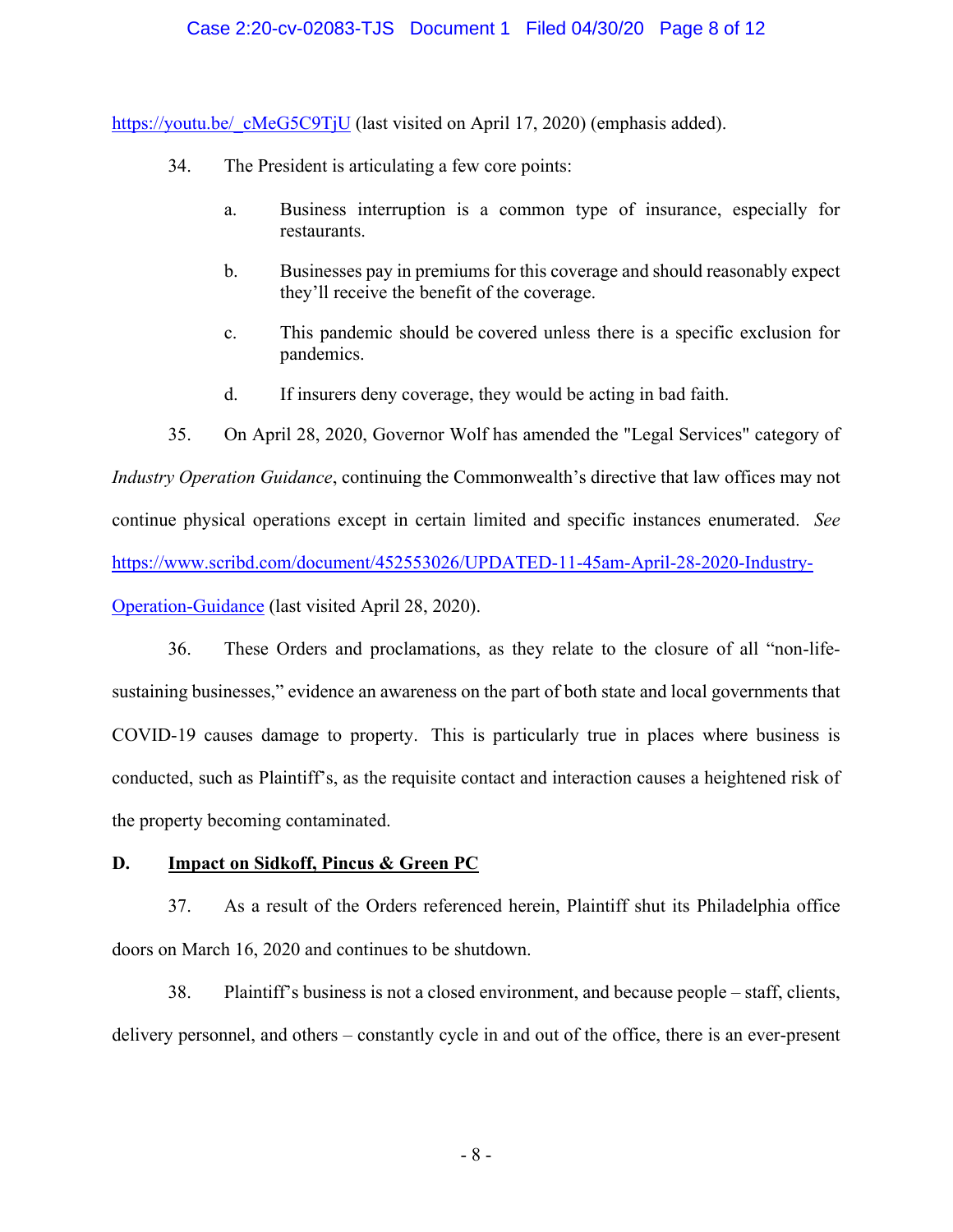https://youtu.be/_cMeG5C9TjU (last visited on April 17, 2020) (emphasis added).

34. The President is articulating a few core points:

  a. Business interruption is a common type of insurance, especially for restaurants.

  b. Businesses pay in premiums for this coverage and should reasonably expect they'll receive the benefit of the coverage.

  c. This pandemic should be covered unless there is a specific exclusion for pandemics.

  d. If insurers deny coverage, they would be acting in bad faith.

35. On April 28, 2020, Governor Wolf has amended the "Legal Services" category of *Industry Operation Guidance*, continuing the Commonwealth's directive that law offices may not continue physical operations except in certain limited and specific instances enumerated. *See* https://www.scribd.com/document/452553026/UPDATED-11-45am-April-28-2020-Industry-Operation-Guidance (last visited April 28, 2020).

36. These Orders and proclamations, as they relate to the closure of all "non-life-sustaining businesses," evidence an awareness on the part of both state and local governments that COVID-19 causes damage to property. This is particularly true in places where business is conducted, such as Plaintiff's, as the requisite contact and interaction causes a heightened risk of the property becoming contaminated.

### D. Impact on Sidkoff, Pincus & Green PC

37. As a result of the Orders referenced herein, Plaintiff shut its Philadelphia office doors on March 16, 2020 and continues to be shutdown.

38. Plaintiff's business is not a closed environment, and because people – staff, clients, delivery personnel, and others – constantly cycle in and out of the office, there is an ever-present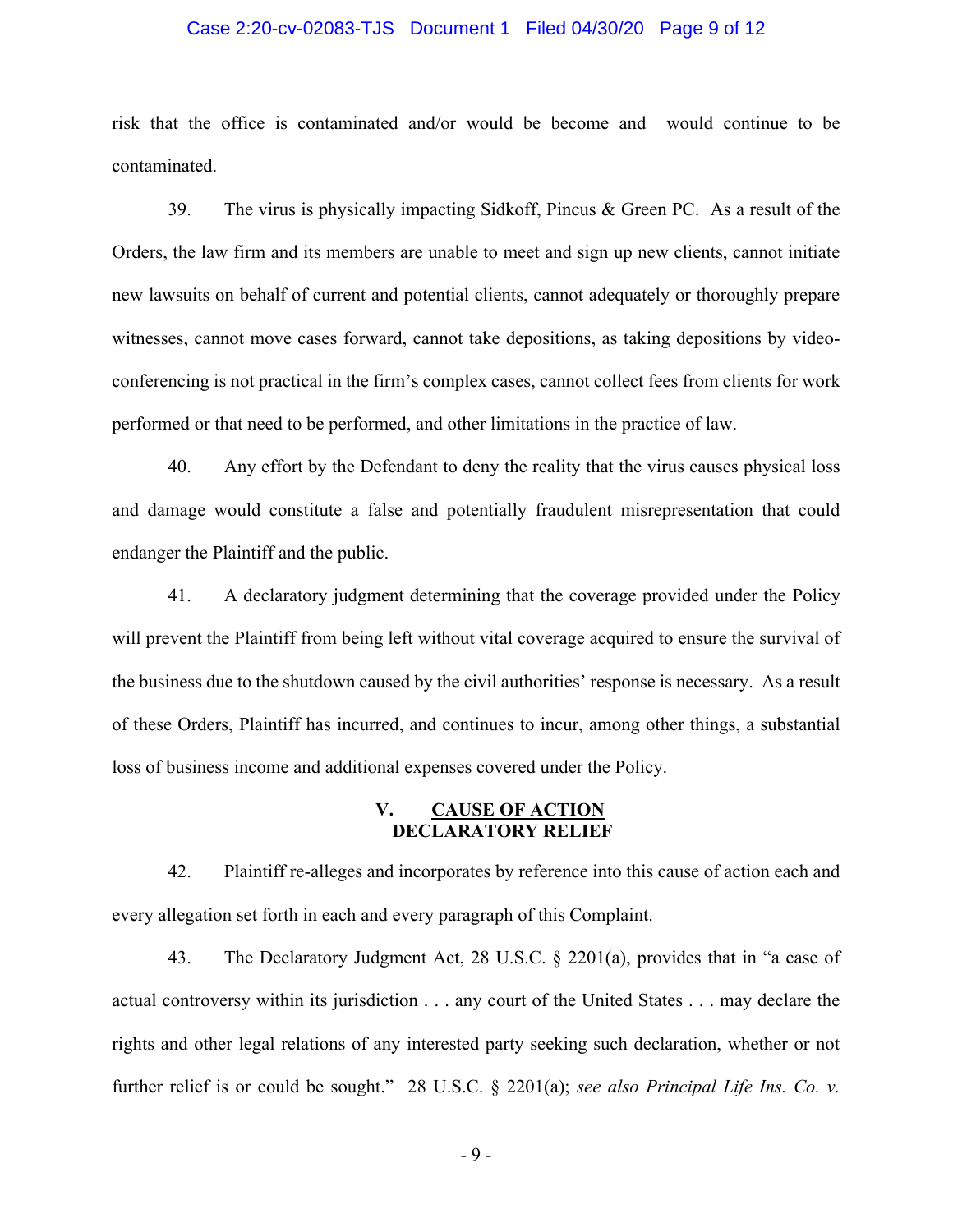risk that the office is contaminated and/or would be become and would continue to be contaminated.

39. The virus is physically impacting Sidkoff, Pincus & Green PC. As a result of the Orders, the law firm and its members are unable to meet and sign up new clients, cannot initiate new lawsuits on behalf of current and potential clients, cannot adequately or thoroughly prepare witnesses, cannot move cases forward, cannot take depositions, as taking depositions by video-conferencing is not practical in the firm's complex cases, cannot collect fees from clients for work performed or that need to be performed, and other limitations in the practice of law.

40. Any effort by the Defendant to deny the reality that the virus causes physical loss and damage would constitute a false and potentially fraudulent misrepresentation that could endanger the Plaintiff and the public.

41. A declaratory judgment determining that the coverage provided under the Policy will prevent the Plaintiff from being left without vital coverage acquired to ensure the survival of the business due to the shutdown caused by the civil authorities' response is necessary. As a result of these Orders, Plaintiff has incurred, and continues to incur, among other things, a substantial loss of business income and additional expenses covered under the Policy.

## V. CAUSE OF ACTION
## DECLARATORY RELIEF

42. Plaintiff re-alleges and incorporates by reference into this cause of action each and every allegation set forth in each and every paragraph of this Complaint.

43. The Declaratory Judgment Act, 28 U.S.C. § 2201(a), provides that in "a case of actual controversy within its jurisdiction . . . any court of the United States . . . may declare the rights and other legal relations of any interested party seeking such declaration, whether or not further relief is or could be sought." 28 U.S.C. § 2201(a); *see also Principal Life Ins. Co. v.*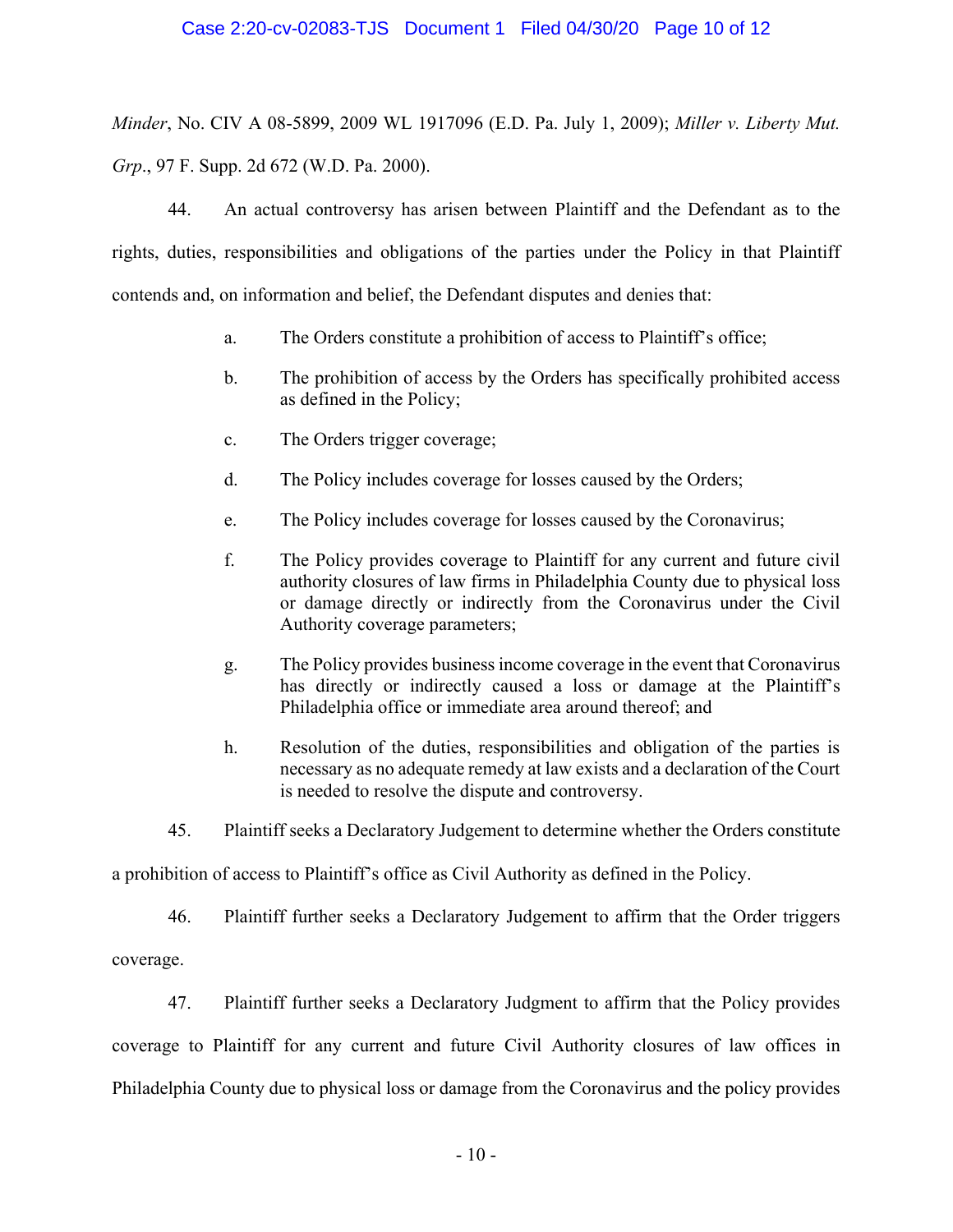*Minder*, No. CIV A 08-5899, 2009 WL 1917096 (E.D. Pa. July 1, 2009); *Miller v. Liberty Mut. Grp.*, 97 F. Supp. 2d 672 (W.D. Pa. 2000).

44. An actual controversy has arisen between Plaintiff and the Defendant as to the rights, duties, responsibilities and obligations of the parties under the Policy in that Plaintiff contends and, on information and belief, the Defendant disputes and denies that:

a. The Orders constitute a prohibition of access to Plaintiff's office;

b. The prohibition of access by the Orders has specifically prohibited access as defined in the Policy;

c. The Orders trigger coverage;

d. The Policy includes coverage for losses caused by the Orders;

e. The Policy includes coverage for losses caused by the Coronavirus;

f. The Policy provides coverage to Plaintiff for any current and future civil authority closures of law firms in Philadelphia County due to physical loss or damage directly or indirectly from the Coronavirus under the Civil Authority coverage parameters;

g. The Policy provides business income coverage in the event that Coronavirus has directly or indirectly caused a loss or damage at the Plaintiff's Philadelphia office or immediate area around thereof; and

h. Resolution of the duties, responsibilities and obligation of the parties is necessary as no adequate remedy at law exists and a declaration of the Court is needed to resolve the dispute and controversy.

45. Plaintiff seeks a Declaratory Judgement to determine whether the Orders constitute a prohibition of access to Plaintiff's office as Civil Authority as defined in the Policy.

46. Plaintiff further seeks a Declaratory Judgement to affirm that the Order triggers coverage.

47. Plaintiff further seeks a Declaratory Judgment to affirm that the Policy provides coverage to Plaintiff for any current and future Civil Authority closures of law offices in Philadelphia County due to physical loss or damage from the Coronavirus and the policy provides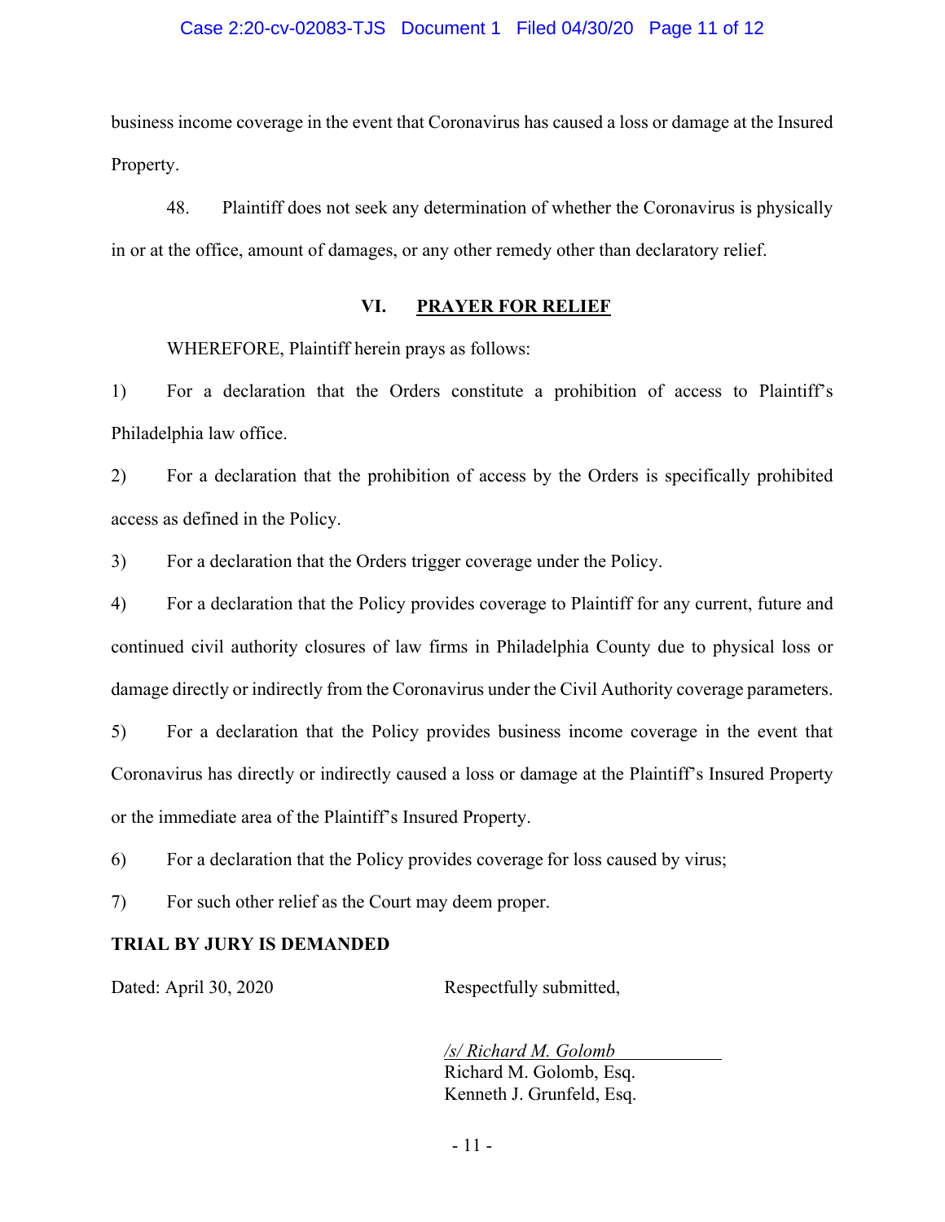business income coverage in the event that Coronavirus has caused a loss or damage at the Insured Property.

48. Plaintiff does not seek any determination of whether the Coronavirus is physically in or at the office, amount of damages, or any other remedy other than declaratory relief.

## VI. PRAYER FOR RELIEF

WHEREFORE, Plaintiff herein prays as follows:

1) For a declaration that the Orders constitute a prohibition of access to Plaintiff's Philadelphia law office.

2) For a declaration that the prohibition of access by the Orders is specifically prohibited access as defined in the Policy.

3) For a declaration that the Orders trigger coverage under the Policy.

4) For a declaration that the Policy provides coverage to Plaintiff for any current, future and continued civil authority closures of law firms in Philadelphia County due to physical loss or damage directly or indirectly from the Coronavirus under the Civil Authority coverage parameters.

5) For a declaration that the Policy provides business income coverage in the event that Coronavirus has directly or indirectly caused a loss or damage at the Plaintiff's Insured Property or the immediate area of the Plaintiff's Insured Property.

6) For a declaration that the Policy provides coverage for loss caused by virus;

7) For such other relief as the Court may deem proper.

**TRIAL BY JURY IS DEMANDED**

Dated: April 30, 2020

Respectfully submitted,

*/s/ Richard M. Golomb*
Richard M. Golomb, Esq.
Kenneth J. Grunfeld, Esq.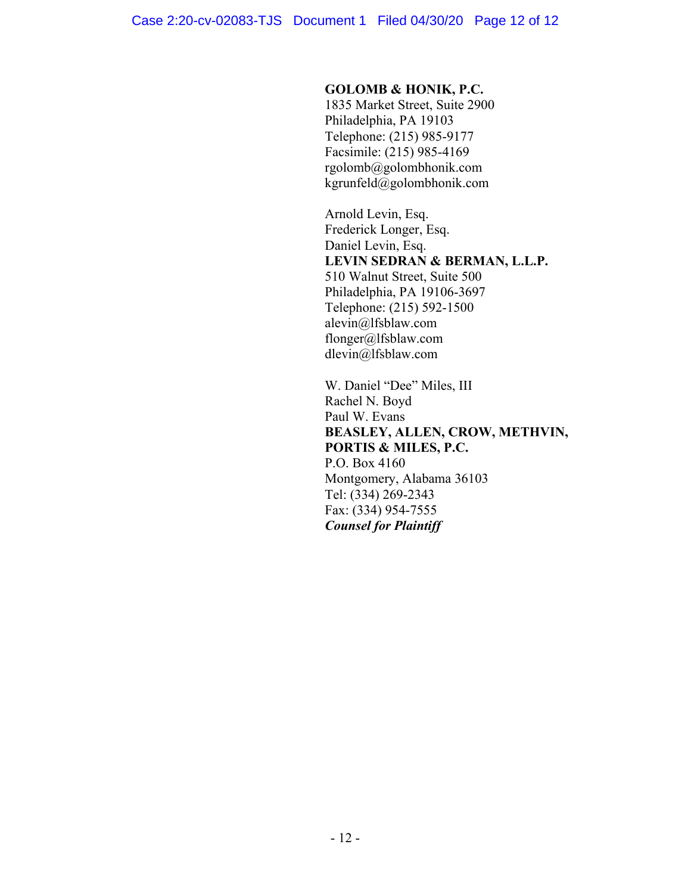**GOLOMB & HONIK, P.C.**
1835 Market Street, Suite 2900
Philadelphia, PA 19103
Telephone: (215) 985-9177
Facsimile: (215) 985-4169
rgolomb@golombhonik.com
kgrunfeld@golombhonik.com

Arnold Levin, Esq.
Frederick Longer, Esq.
Daniel Levin, Esq.
**LEVIN SEDRAN & BERMAN, L.L.P.**
510 Walnut Street, Suite 500
Philadelphia, PA 19106-3697
Telephone: (215) 592-1500
alevin@lfsblaw.com
flonger@lfsblaw.com
dlevin@lfsblaw.com

W. Daniel "Dee" Miles, III
Rachel N. Boyd
Paul W. Evans
**BEASLEY, ALLEN, CROW, METHVIN, PORTIS & MILES, P.C.**
P.O. Box 4160
Montgomery, Alabama 36103
Tel: (334) 269-2343
Fax: (334) 954-7555
***Counsel for Plaintiff***